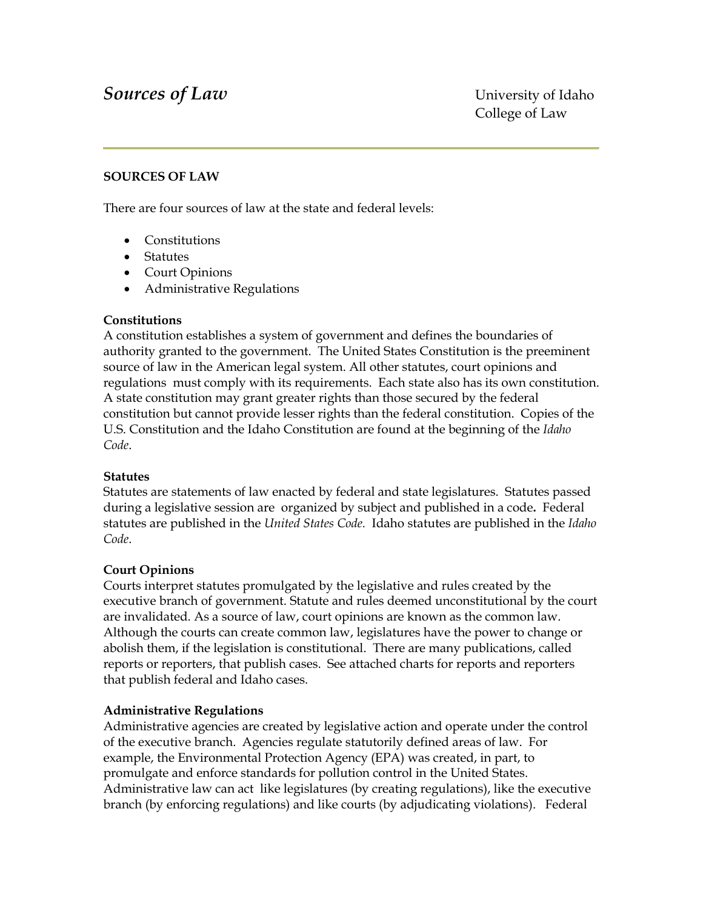# *Sources of Law*

University of Idaho
College of Law

## SOURCES OF LAW

There are four sources of law at the state and federal levels:

- Constitutions
- Statutes
- Court Opinions
- Administrative Regulations

### Constitutions

A constitution establishes a system of government and defines the boundaries of authority granted to the government. The United States Constitution is the preeminent source of law in the American legal system. All other statutes, court opinions and regulations must comply with its requirements. Each state also has its own constitution. A state constitution may grant greater rights than those secured by the federal constitution but cannot provide lesser rights than the federal constitution. Copies of the U.S. Constitution and the Idaho Constitution are found at the beginning of the *Idaho Code*.

### Statutes

Statutes are statements of law enacted by federal and state legislatures. Statutes passed during a legislative session are organized by subject and published in a code**.** Federal statutes are published in the *United States Code.* Idaho statutes are published in the *Idaho Code*.

### Court Opinions

Courts interpret statutes promulgated by the legislative and rules created by the executive branch of government. Statute and rules deemed unconstitutional by the court are invalidated. As a source of law, court opinions are known as the common law. Although the courts can create common law, legislatures have the power to change or abolish them, if the legislation is constitutional. There are many publications, called reports or reporters, that publish cases. See attached charts for reports and reporters that publish federal and Idaho cases.

### Administrative Regulations

Administrative agencies are created by legislative action and operate under the control of the executive branch. Agencies regulate statutorily defined areas of law. For example, the Environmental Protection Agency (EPA) was created, in part, to promulgate and enforce standards for pollution control in the United States. Administrative law can act like legislatures (by creating regulations), like the executive branch (by enforcing regulations) and like courts (by adjudicating violations). Federal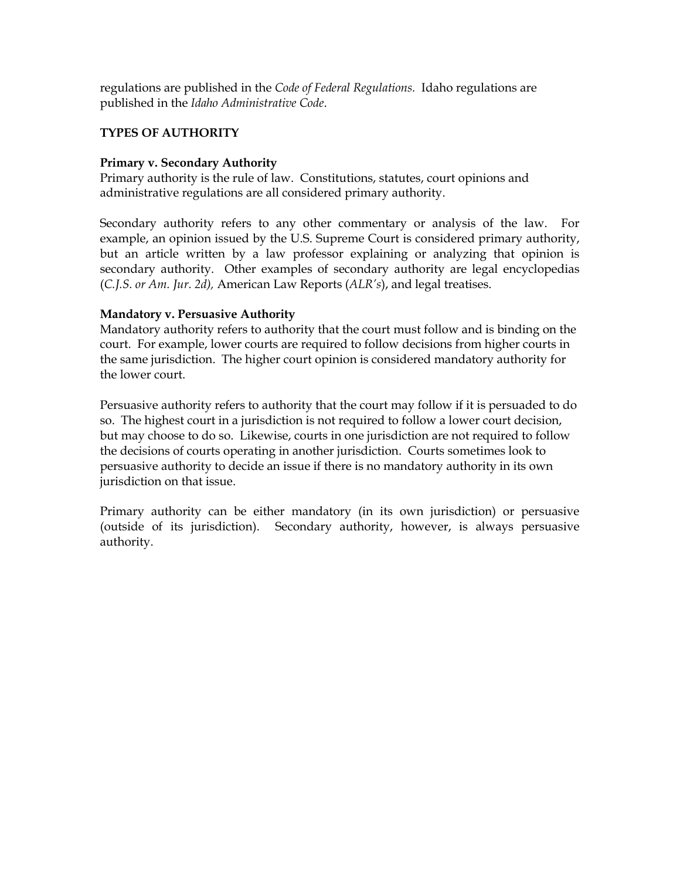regulations are published in the *Code of Federal Regulations*. Idaho regulations are published in the *Idaho Administrative Code*.

## TYPES OF AUTHORITY

### Primary v. Secondary Authority

Primary authority is the rule of law. Constitutions, statutes, court opinions and administrative regulations are all considered primary authority.

Secondary authority refers to any other commentary or analysis of the law. For example, an opinion issued by the U.S. Supreme Court is considered primary authority, but an article written by a law professor explaining or analyzing that opinion is secondary authority. Other examples of secondary authority are legal encyclopedias (*C.J.S. or Am. Jur. 2d),* American Law Reports (*ALR's*), and legal treatises.

### Mandatory v. Persuasive Authority

Mandatory authority refers to authority that the court must follow and is binding on the court. For example, lower courts are required to follow decisions from higher courts in the same jurisdiction. The higher court opinion is considered mandatory authority for the lower court.

Persuasive authority refers to authority that the court may follow if it is persuaded to do so. The highest court in a jurisdiction is not required to follow a lower court decision, but may choose to do so. Likewise, courts in one jurisdiction are not required to follow the decisions of courts operating in another jurisdiction. Courts sometimes look to persuasive authority to decide an issue if there is no mandatory authority in its own jurisdiction on that issue.

Primary authority can be either mandatory (in its own jurisdiction) or persuasive (outside of its jurisdiction). Secondary authority, however, is always persuasive authority.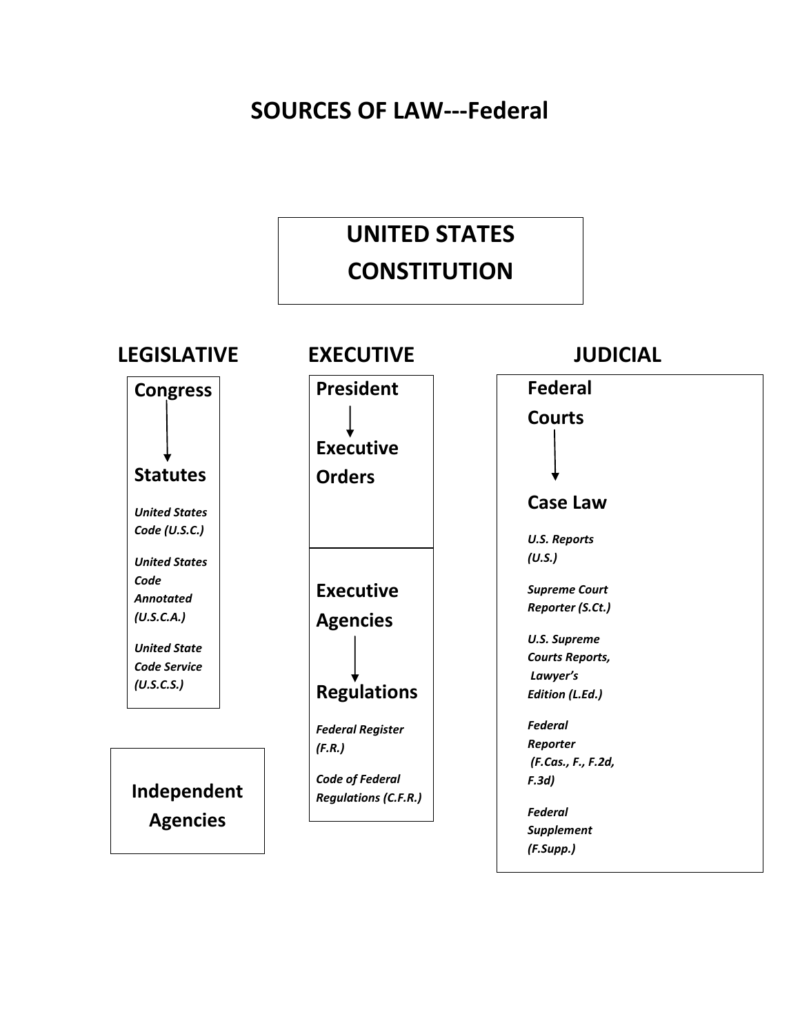# SOURCES OF LAW---Federal

## UNITED STATES CONSTITUTION

### LEGISLATIVE

**Congress**

↓

**Statues**

*United States Code (U.S.C.)*

*United States Code Annotated (U.S.C.A.)*

*United State Code Service (U.S.C.S.)*

**Independent Agencies**

### EXECUTIVE

**President**

↓

**Executive Orders**

**Executive Agencies**

↓

**Regulations**

*Federal Register (F.R.)*

*Code of Federal Regulations (C.F.R.)*

### JUDICIAL

**Federal Courts**

↓

**Case Law**

*U.S. Reports (U.S.)*

*Supreme Court Reporter (S.Ct.)*

*U.S. Supreme Courts Reports, Lawyer's Edition (L.Ed.)*

*Federal Reporter (F.Cas., F., F.2d, F.3d)*

*Federal Supplement (F.Supp.)*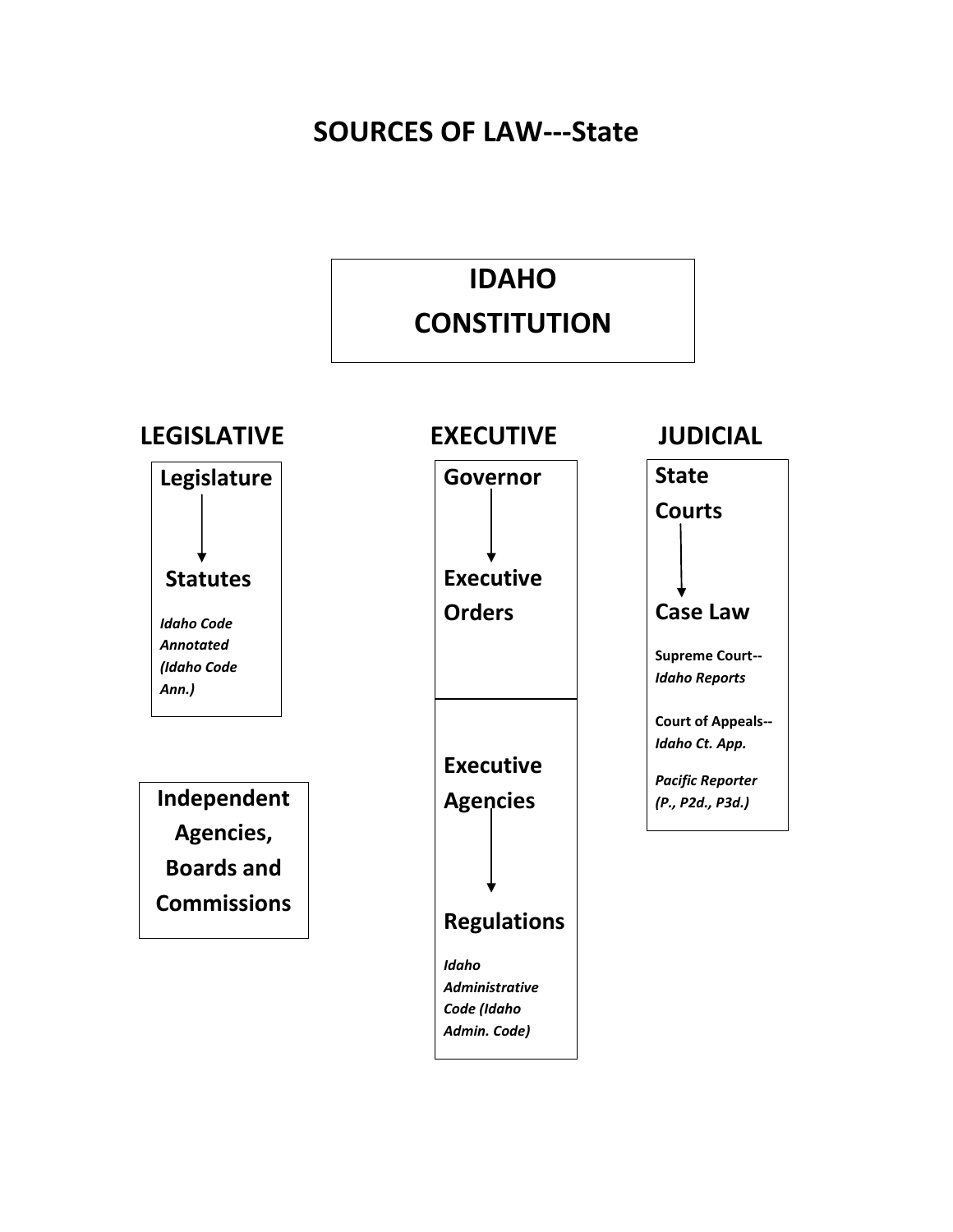# SOURCES OF LAW---State

**IDAHO CONSTITUTION**

## LEGISLATIVE

**Legislature**

↓

**Statutes**

***Idaho Code Annotated (Idaho Code Ann.)***

**Independent Agencies, Boards and Commissions**

## EXECUTIVE

**Governor**

↓

**Executive Orders**

**Executive Agencies**

↓

**Regulations**

***Idaho Administrative Code (Idaho Admin. Code)***

## JUDICIAL

**State Courts**

↓

**Case Law**

**Supreme Court--** ***Idaho Reports***

**Court of Appeals--** ***Idaho Ct. App.***

***Pacific Reporter (P., P2d., P3d.)***